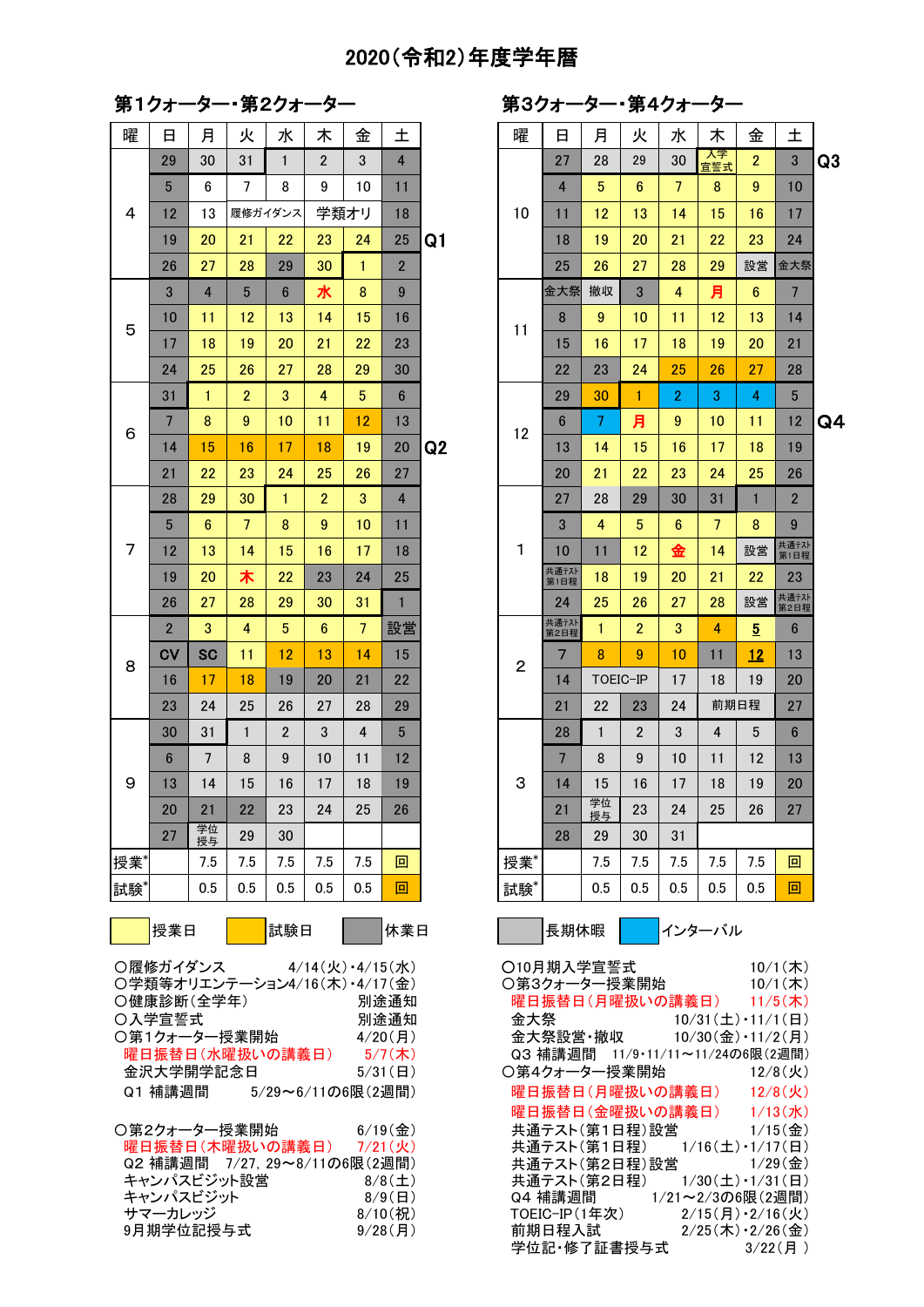# 2020(令和2)年度学年暦

## 第1クォーター・第2クォーター

| 曜 | 日 | 月 | 火 | 水 | 木 | 金 | 土 | |
|---|---|---|---|---|---|---|---|---|
| 4 | 29 | 30 | 31 | 1 | 2 | 3 | 4 | |
| | 5 | 6 | 7 | 8 | 9 | 10 | 11 | |
| | 12 | 13 | 履修ガイダンス | | 学類オリ | | 18 | |
| | 19 | 20 | 21 | 22 | 23 | 24 | 25 | Q1 |
| | 26 | 27 | 28 | 29 | 30 | 1 | 2 | |
| 5 | 3 | 4 | 5 | 6 | 水 | 8 | 9 | |
| | 10 | 11 | 12 | 13 | 14 | 15 | 16 | |
| | 17 | 18 | 19 | 20 | 21 | 22 | 23 | |
| | 24 | 25 | 26 | 27 | 28 | 29 | 30 | |
| 6 | 31 | 1 | 2 | 3 | 4 | 5 | 6 | |
| | 7 | 8 | 9 | 10 | 11 | 12 | 13 | |
| | 14 | 15 | 16 | 17 | 18 | 19 | 20 | Q2 |
| | 21 | 22 | 23 | 24 | 25 | 26 | 27 | |
| 7 | 28 | 29 | 30 | 1 | 2 | 3 | 4 | |
| | 5 | 6 | 7 | 8 | 9 | 10 | 11 | |
| | 12 | 13 | 14 | 15 | 16 | 17 | 18 | |
| | 19 | 20 | 木 | 22 | 23 | 24 | 25 | |
| | 26 | 27 | 28 | 29 | 30 | 31 | 1 | |
| 8 | 2 | 3 | 4 | 5 | 6 | 7 | 設営 | |
| | CV | SC | 11 | 12 | 13 | 14 | 15 | |
| | 16 | 17 | 18 | 19 | 20 | 21 | 22 | |
| | 23 | 24 | 25 | 26 | 27 | 28 | 29 | |
| 9 | 30 | 31 | 1 | 2 | 3 | 4 | 5 | |
| | 6 | 7 | 8 | 9 | 10 | 11 | 12 | |
| | 13 | 14 | 15 | 16 | 17 | 18 | 19 | |
| | 20 | 21 | 22 | 23 | 24 | 25 | 26 | |
| | 27 | 学位授与 | 29 | 30 | | | | |
| 授業* | | 7.5 | 7.5 | 7.5 | 7.5 | 7.5 | 回 | |
| 試験* | | 0.5 | 0.5 | 0.5 | 0.5 | 0.5 | 回 | |

## 第3クォーター・第4クォーター

| 曜 | 日 | 月 | 火 | 水 | 木 | 金 | 土 | |
|---|---|---|---|---|---|---|---|---|
| 10 | 27 | 28 | 29 | 30 | 入学宣誓式 | 2 | 3 | Q3 |
| | 4 | 5 | 6 | 7 | 8 | 9 | 10 | |
| | 11 | 12 | 13 | 14 | 15 | 16 | 17 | |
| | 18 | 19 | 20 | 21 | 22 | 23 | 24 | |
| | 25 | 26 | 27 | 28 | 29 | 設営 | 金大祭 | |
| 11 | 金大祭 | 撤収 | 3 | 4 | 月 | 6 | 7 | |
| | 8 | 9 | 10 | 11 | 12 | 13 | 14 | |
| | 15 | 16 | 17 | 18 | 19 | 20 | 21 | |
| | 22 | 23 | 24 | 25 | 26 | 27 | 28 | |
| 12 | 29 | 30 | 1 | 2 | 3 | 4 | 5 | |
| | 6 | 7 | 月 | 9 | 10 | 11 | 12 | Q4 |
| | 13 | 14 | 15 | 16 | 17 | 18 | 19 | |
| | 20 | 21 | 22 | 23 | 24 | 25 | 26 | |
| 1 | 27 | 28 | 29 | 30 | 31 | 1 | 2 | |
| | 3 | 4 | 5 | 6 | 7 | 8 | 9 | |
| | 10 | 11 | 12 | 金 | 14 | 設営 | 共通テスト第1日程 | |
| | 共通テスト第1日程 | 18 | 19 | 20 | 21 | 22 | 23 | |
| | 24 | 25 | 26 | 27 | 28 | 設営 | 共通テスト第2日程 | |
| 2 | 共通テスト第2日程 | 1 | 2 | 3 | 4 | 5 | 6 | |
| | 7 | 8 | 9 | 10 | 11 | 12 | 13 | |
| | 14 | TOEIC-IP | | 17 | 18 | 19 | 20 | |
| | 21 | 22 | 23 | 24 | 前期日程 | | 27 | |
| 3 | 28 | 1 | 2 | 3 | 4 | 5 | 6 | |
| | 7 | 8 | 9 | 10 | 11 | 12 | 13 | |
| | 14 | 15 | 16 | 17 | 18 | 19 | 20 | |
| | 21 | 学位授与 | 23 | 24 | 25 | 26 | 27 | |
| | 28 | 29 | 30 | 31 | | | | |
| 授業* | | 7.5 | 7.5 | 7.5 | 7.5 | 7.5 | 回 | |
| 試験* | | 0.5 | 0.5 | 0.5 | 0.5 | 0.5 | 回 | |

授業日　試験日　休業日　長期休暇　インターバル

- ○履修ガイダンス　4/14(火)・4/15(水)
- ○学類等オリエンテーション　4/16(木)・4/17(金)
- ○健康診断(全学年)　別途通知
- ○入学宣誓式　別途通知
- ○第1クォーター授業開始　4/20(月)
- 曜日振替日(水曜扱いの講義日)　5/7(木)
- 金沢大学開学記念日　5/31(日)
- Q1 補講週間　5/29〜6/11の6限(2週間)

- ○第2クォーター授業開始　6/19(金)
- 曜日振替日(木曜扱いの講義日)　7/21(火)
- Q2 補講週間　7/27, 29〜8/11の6限(2週間)
- キャンパスビジット設営　8/8(土)
- キャンパスビジット　8/9(日)
- サマーカレッジ　8/10(祝)
- 9月期学位記授与式　9/28(月)

- ○10月期入学宣誓式　10/1(木)
- ○第3クォーター授業開始　10/1(木)
- 曜日振替日(月曜扱いの講義日)　11/5(木)
- 金大祭　10/31(土)・11/1(日)
- 金大祭設営・撤収　10/30(金)・11/2(月)
- Q3 補講週間　11/9・11/11〜11/24の6限(2週間)
- ○第4クォーター授業開始　12/8(火)
- 曜日振替日(月曜扱いの講義日)　12/8(火)
- 曜日振替日(金曜扱いの講義日)　1/13(水)
- 共通テスト(第1日程)設営　1/15(金)
- 共通テスト(第1日程)　1/16(土)・1/17(日)
- 共通テスト(第2日程)設営　1/29(金)
- 共通テスト(第2日程)　1/30(土)・1/31(日)
- Q4 補講週間　1/21〜2/3の6限(2週間)
- TOEIC-IP(1年次)　2/15(月)・2/16(火)
- 前期日程入試　2/25(木)・2/26(金)
- 学位記・修了証書授与式　3/22(月)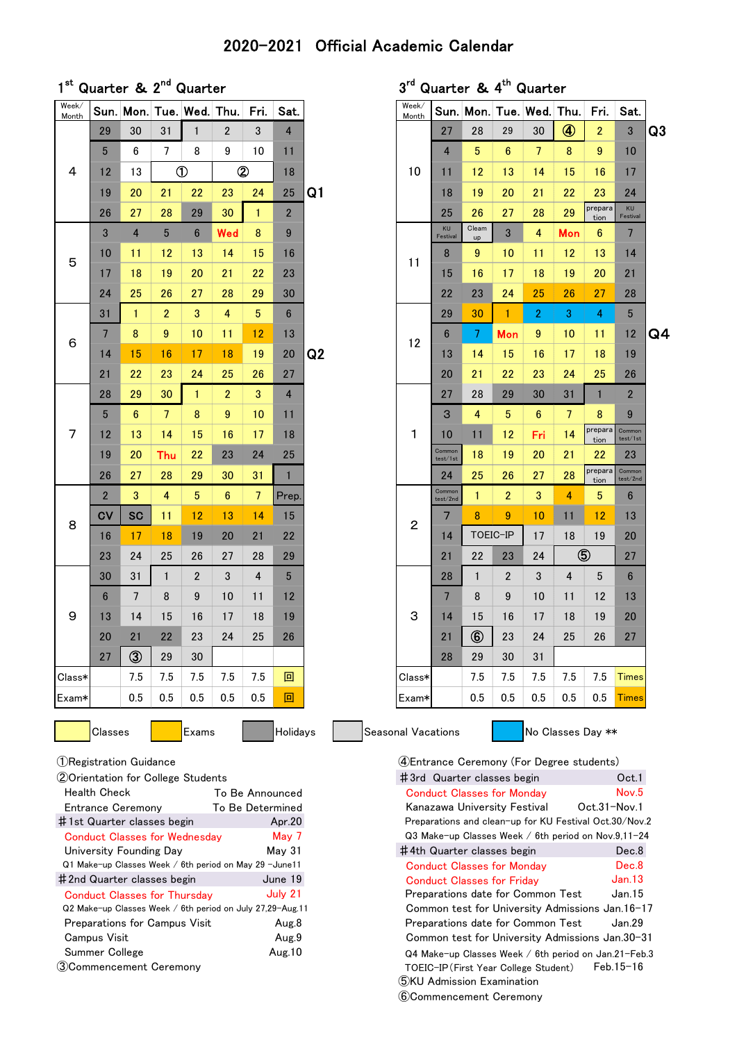# 2020-2021 Official Academic Calendar

## 1st Quarter & 2nd Quarter

| Week/Month | Sun. | Mon. | Tue. | Wed. | Thu. | Fri. | Sat. | |
|---|---|---|---|---|---|---|---|---|
| 4 | 29 | 30 | 31 | 1 | 2 | 3 | 4 | |
| | 5 | 6 | 7 | 8 | 9 | 10 | 11 | |
| | 12 | 13 | ① | | ② | | 18 | |
| | 19 | 20 | 21 | 22 | 23 | 24 | 25 | Q1 |
| | 26 | 27 | 28 | 29 | 30 | 1 | 2 | |
| 5 | 3 | 4 | 5 | 6 | Wed | 8 | 9 | |
| | 10 | 11 | 12 | 13 | 14 | 15 | 16 | |
| | 17 | 18 | 19 | 20 | 21 | 22 | 23 | |
| | 24 | 25 | 26 | 27 | 28 | 29 | 30 | |
| 6 | 31 | 1 | 2 | 3 | 4 | 5 | 6 | |
| | 7 | 8 | 9 | 10 | 11 | 12 | 13 | |
| | 14 | 15 | 16 | 17 | 18 | 19 | 20 | Q2 |
| | 21 | 22 | 23 | 24 | 25 | 26 | 27 | |
| 7 | 28 | 29 | 30 | 1 | 2 | 3 | 4 | |
| | 5 | 6 | 7 | 8 | 9 | 10 | 11 | |
| | 12 | 13 | 14 | 15 | 16 | 17 | 18 | |
| | 19 | 20 | Thu | 22 | 23 | 24 | 25 | |
| | 26 | 27 | 28 | 29 | 30 | 31 | 1 | |
| 8 | 2 | 3 | 4 | 5 | 6 | 7 | Prep. | |
| | CV | SC | 11 | 12 | 13 | 14 | 15 | |
| | 16 | 17 | 18 | 19 | 20 | 21 | 22 | |
| | 23 | 24 | 25 | 26 | 27 | 28 | 29 | |
| 9 | 30 | 31 | 1 | 2 | 3 | 4 | 5 | |
| | 6 | 7 | 8 | 9 | 10 | 11 | 12 | |
| | 13 | 14 | 15 | 16 | 17 | 18 | 19 | |
| | 20 | 21 | 22 | 23 | 24 | 25 | 26 | |
| | 27 | ③ | 29 | 30 | | | | |
| Class* | | 7.5 | 7.5 | 7.5 | 7.5 | 7.5 | 回 | |
| Exam* | | 0.5 | 0.5 | 0.5 | 0.5 | 0.5 | 回 | |

## 3rd Quarter & 4th Quarter

| Week/Month | Sun. | Mon. | Tue. | Wed. | Thu. | Fri. | Sat. | |
|---|---|---|---|---|---|---|---|---|
| 10 | 27 | 28 | 29 | 30 | ④ | 2 | 3 | Q3 |
| | 4 | 5 | 6 | 7 | 8 | 9 | 10 | |
| | 11 | 12 | 13 | 14 | 15 | 16 | 17 | |
| | 18 | 19 | 20 | 21 | 22 | 23 | 24 | |
| | 25 | 26 | 27 | 28 | 29 | preparation | KU Festival | |
| 11 | KU Festival | Clean up | 3 | 4 | Mon | 6 | 7 | |
| | 8 | 9 | 10 | 11 | 12 | 13 | 14 | |
| | 15 | 16 | 17 | 18 | 19 | 20 | 21 | |
| | 22 | 23 | 24 | 25 | 26 | 27 | 28 | |
| 12 | 29 | 30 | 1 | 2 | 3 | 4 | 5 | |
| | 6 | 7 | Mon | 9 | 10 | 11 | 12 | Q4 |
| | 13 | 14 | 15 | 16 | 17 | 18 | 19 | |
| | 20 | 21 | 22 | 23 | 24 | 25 | 26 | |
| 1 | 27 | 28 | 29 | 30 | 31 | 1 | 2 | |
| | 3 | 4 | 5 | 6 | 7 | 8 | 9 | |
| | 10 | 11 | 12 | Fri | 14 | preparation | Common test/1st | |
| | Common test/1st | 18 | 19 | 20 | 21 | 22 | 23 | |
| | 24 | 25 | 26 | 27 | 28 | preparation | Common test/2nd | |
| 2 | Common test/2nd | 1 | 2 | 3 | 4 | 5 | 6 | |
| | 7 | 8 | 9 | 10 | 11 | 12 | 13 | |
| | 14 | TOEIC-IP | | 17 | 18 | 19 | 20 | |
| | 21 | 22 | 23 | 24 | ⑤ | | 27 | |
| 3 | 28 | 1 | 2 | 3 | 4 | 5 | 6 | |
| | 7 | 8 | 9 | 10 | 11 | 12 | 13 | |
| | 14 | 15 | 16 | 17 | 18 | 19 | 20 | |
| | 21 | ⑥ | 23 | 24 | 25 | 26 | 27 | |
| | 28 | 29 | 30 | 31 | | | | |
| Class* | | 7.5 | 7.5 | 7.5 | 7.5 | 7.5 | Times | |
| Exam* | | 0.5 | 0.5 | 0.5 | 0.5 | 0.5 | Times | |

Classes | Exams | Holidays | Seasonal Vacations | No Classes Day **

①Registration Guidance
②Orientation for College Students
Health Check — To Be Announced
Entrance Ceremony — To Be Determined
#1st Quarter classes begin — Apr.20
Conduct Classes for Wednesday — May 7
University Founding Day — May 31
Q1 Make-up Classes Week / 6th period on May 29 -June11
#2nd Quarter classes begin — June 19
Conduct Classes for Thursday — July 21
Q2 Make-up Classes Week / 6th period on July 27,29-Aug.11
Preparations for Campus Visit — Aug.8
Campus Visit — Aug.9
Summer College — Aug.10
③Commencement Ceremony

④Entrance Ceremony (For Degree students)
#3rd Quarter classes begin — Oct.1
Conduct Classes for Monday — Nov.5
Kanazawa University Festival — Oct.31-Nov.1
Preparations and clean-up for KU Festival Oct.30/Nov.2
Q3 Make-up Classes Week / 6th period on Nov.9,11-24
#4th Quarter classes begin — Dec.8
Conduct Classes for Monday — Dec.8
Conduct Classes for Friday — Jan.13
Preparations date for Common Test — Jan.15
Common test for University Admissions Jan.16-17
Preparations date for Common Test — Jan.29
Common test for University Admissions Jan.30-31
Q4 Make-up Classes Week / 6th period on Jan.21-Feb.3
TOEIC-IP (First Year College Student) — Feb.15-16
⑤KU Admission Examination
⑥Commencement Ceremony